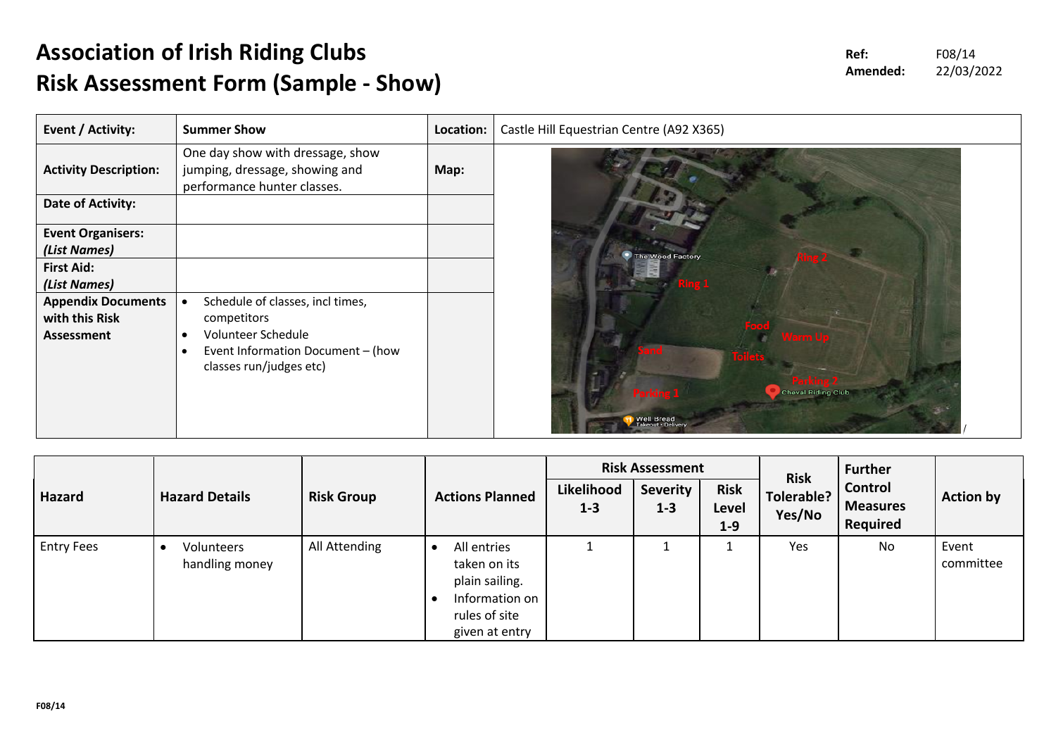# Association of Irish Riding Clubs
# Risk Assessment Form (Sample - Show)

**Ref:** F08/14
**Amended:** 22/03/2022

| **Event / Activity:** | **Summer Show** | **Location:** | Castle Hill Equestrian Centre (A92 X365) |
|---|---|---|---|
| **Activity Description:** | One day show with dressage, show jumping, dressage, showing and performance hunter classes. | **Map:** | |
| **Date of Activity:** | | | |
| **Event Organisers:** ***(List Names)*** | | | |
| **First Aid:** ***(List Names)*** | | | |
| **Appendix Documents with this Risk Assessment** | • Schedule of classes, incl times, competitors<br>• Volunteer Schedule<br>• Event Information Document – (how classes run/judges etc) | | |

| **Hazard** | **Hazard Details** | **Risk Group** | **Actions Planned** | **Risk Assessment** | | | **Risk Tolerable? Yes/No** | **Further Control Measures Required** | **Action by** |
|---|---|---|---|---|---|---|---|---|---|
| | | | | **Likelihood 1-3** | **Severity 1-3** | **Risk Level 1-9** | | | |
| Entry Fees | • Volunteers handling money | All Attending | • All entries taken on its plain sailing.<br>• Information on rules of site given at entry | 1 | 1 | 1 | Yes | No | Event committee |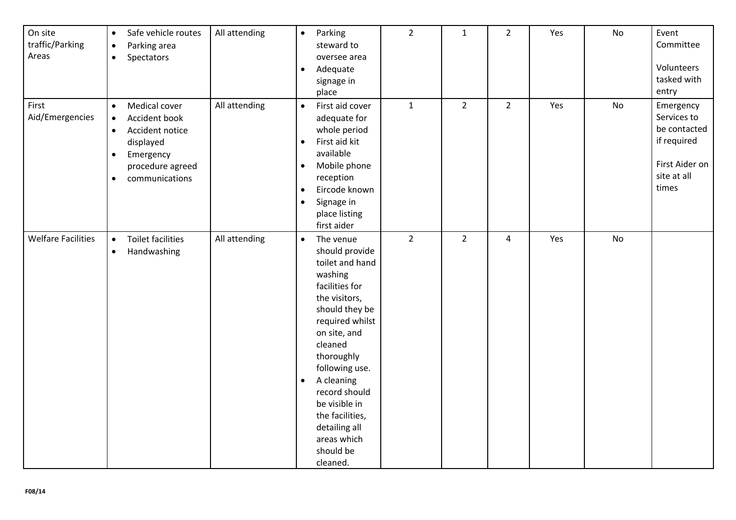| | | | | | | | | | |
|---|---|---|---|---|---|---|---|---|---|
| On site traffic/Parking Areas | • Safe vehicle routes<br>• Parking area<br>• Spectators | All attending | • Parking steward to oversee area<br>• Adequate signage in place | 2 | 1 | 2 | Yes | No | Event Committee<br><br>Volunteers tasked with entry |
| First Aid/Emergencies | • Medical cover<br>• Accident book<br>• Accident notice displayed<br>• Emergency procedure agreed<br>• communications | All attending | • First aid cover adequate for whole period<br>• First aid kit available<br>• Mobile phone reception<br>• Eircode known<br>• Signage in place listing first aider | 1 | 2 | 2 | Yes | No | Emergency Services to be contacted if required<br><br>First Aider on site at all times |
| Welfare Facilities | • Toilet facilities<br>• Handwashing | All attending | • The venue should provide toilet and hand washing facilities for the visitors, should they be required whilst on site, and cleaned thoroughly following use.<br>• A cleaning record should be visible in the facilities, detailing all areas which should be cleaned. | 2 | 2 | 4 | Yes | No | |

F08/14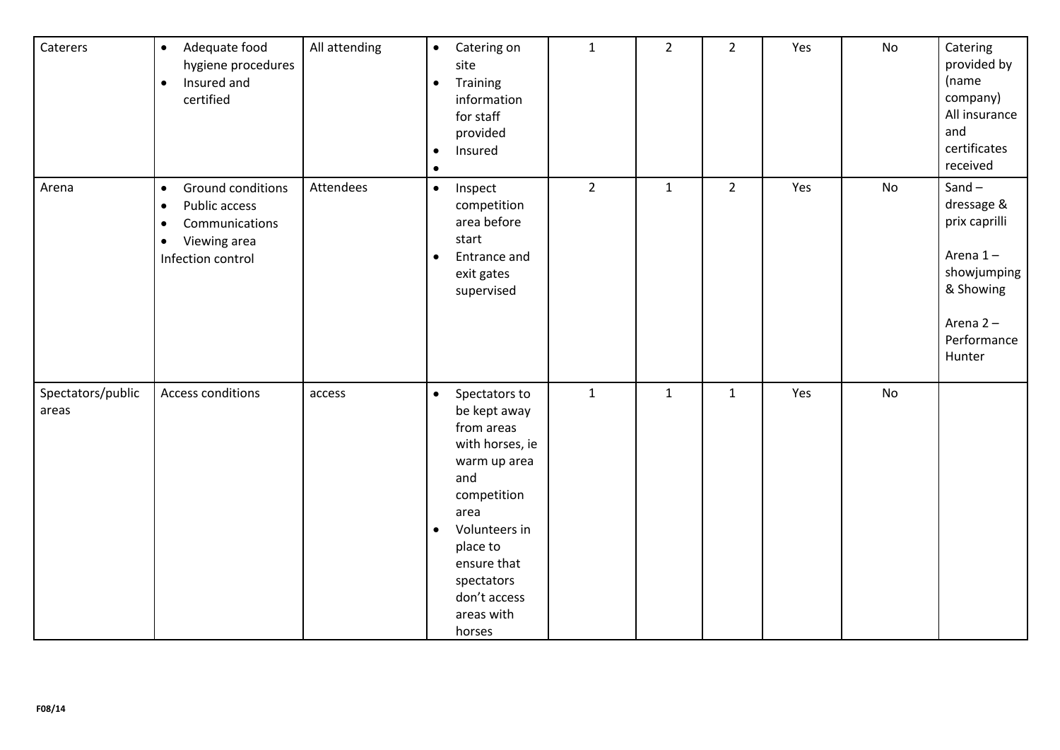| Caterers | • Adequate food hygiene procedures<br>• Insured and certified | All attending | • Catering on site<br>• Training information for staff provided<br>• Insured<br>• | 1 | 2 | 2 | Yes | No | Catering provided by (name company) All insurance and certificates received |
|---|---|---|---|---|---|---|---|---|---|
| Arena | • Ground conditions<br>• Public access<br>• Communications<br>• Viewing area<br>Infection control | Attendees | • Inspect competition area before start<br>• Entrance and exit gates supervised | 2 | 1 | 2 | Yes | No | Sand – dressage & prix caprilli<br><br>Arena 1 – showjumping & Showing<br><br>Arena 2 – Performance Hunter |
| Spectators/public areas | Access conditions | access | • Spectators to be kept away from areas with horses, ie warm up area and competition area<br>• Volunteers in place to ensure that spectators don't access areas with horses | 1 | 1 | 1 | Yes | No | |

F08/14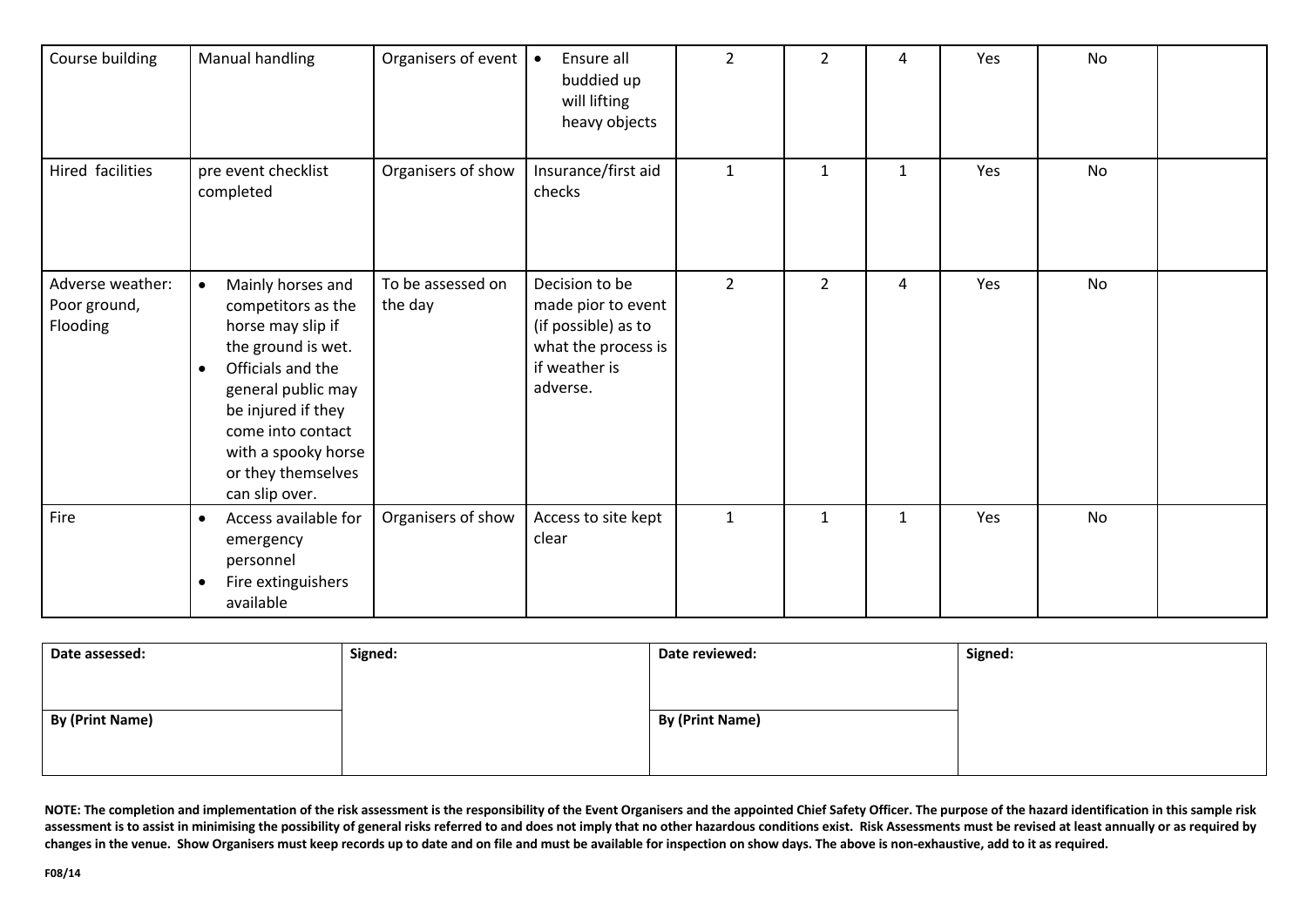| | | | | | | | | | |
|---|---|---|---|---|---|---|---|---|---|
| Course building | Manual handling | Organisers of event | • Ensure all buddied up will lifting heavy objects | 2 | 2 | 4 | Yes | No | |
| Hired facilities | pre event checklist completed | Organisers of show | Insurance/first aid checks | 1 | 1 | 1 | Yes | No | |
| Adverse weather: Poor ground, Flooding | • Mainly horses and competitors as the horse may slip if the ground is wet. • Officials and the general public may be injured if they come into contact with a spooky horse or they themselves can slip over. | To be assessed on the day | Decision to be made pior to event (if possible) as to what the process is if weather is adverse. | 2 | 2 | 4 | Yes | No | |
| Fire | • Access available for emergency personnel • Fire extinguishers available | Organisers of show | Access to site kept clear | 1 | 1 | 1 | Yes | No | |

| | | | |
|---|---|---|---|
| **Date assessed:** | **Signed:** | **Date reviewed:** | **Signed:** |
| **By (Print Name)** | | **By (Print Name)** | |

**NOTE: The completion and implementation of the risk assessment is the responsibility of the Event Organisers and the appointed Chief Safety Officer. The purpose of the hazard identification in this sample risk assessment is to assist in minimising the possibility of general risks referred to and does not imply that no other hazardous conditions exist. Risk Assessments must be revised at least annually or as required by changes in the venue. Show Organisers must keep records up to date and on file and must be available for inspection on show days. The above is non-exhaustive, add to it as required.**

**F08/14**